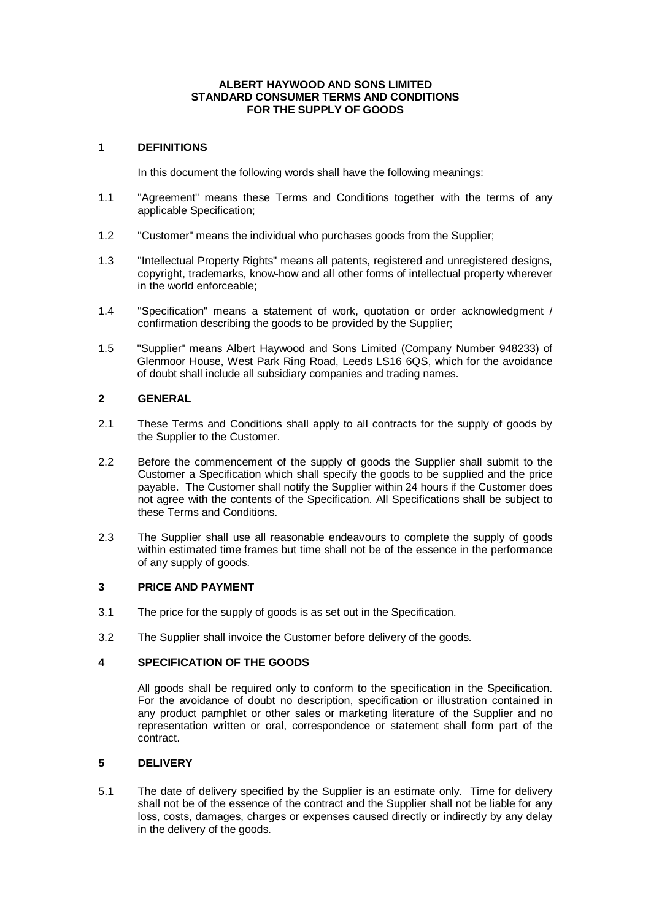# ALBERT HAYWOOD AND SONS LIMITED
# STANDARD CONSUMER TERMS AND CONDITIONS
# FOR THE SUPPLY OF GOODS

## 1 DEFINITIONS

In this document the following words shall have the following meanings:

1.1 "Agreement" means these Terms and Conditions together with the terms of any applicable Specification;

1.2 "Customer" means the individual who purchases goods from the Supplier;

1.3 "Intellectual Property Rights" means all patents, registered and unregistered designs, copyright, trademarks, know-how and all other forms of intellectual property wherever in the world enforceable;

1.4 "Specification" means a statement of work, quotation or order acknowledgment / confirmation describing the goods to be provided by the Supplier;

1.5 "Supplier" means Albert Haywood and Sons Limited (Company Number 948233) of Glenmoor House, West Park Ring Road, Leeds LS16 6QS, which for the avoidance of doubt shall include all subsidiary companies and trading names.

## 2 GENERAL

2.1 These Terms and Conditions shall apply to all contracts for the supply of goods by the Supplier to the Customer.

2.2 Before the commencement of the supply of goods the Supplier shall submit to the Customer a Specification which shall specify the goods to be supplied and the price payable. The Customer shall notify the Supplier within 24 hours if the Customer does not agree with the contents of the Specification. All Specifications shall be subject to these Terms and Conditions.

2.3 The Supplier shall use all reasonable endeavours to complete the supply of goods within estimated time frames but time shall not be of the essence in the performance of any supply of goods.

## 3 PRICE AND PAYMENT

3.1 The price for the supply of goods is as set out in the Specification.

3.2 The Supplier shall invoice the Customer before delivery of the goods.

## 4 SPECIFICATION OF THE GOODS

All goods shall be required only to conform to the specification in the Specification. For the avoidance of doubt no description, specification or illustration contained in any product pamphlet or other sales or marketing literature of the Supplier and no representation written or oral, correspondence or statement shall form part of the contract.

## 5 DELIVERY

5.1 The date of delivery specified by the Supplier is an estimate only. Time for delivery shall not be of the essence of the contract and the Supplier shall not be liable for any loss, costs, damages, charges or expenses caused directly or indirectly by any delay in the delivery of the goods.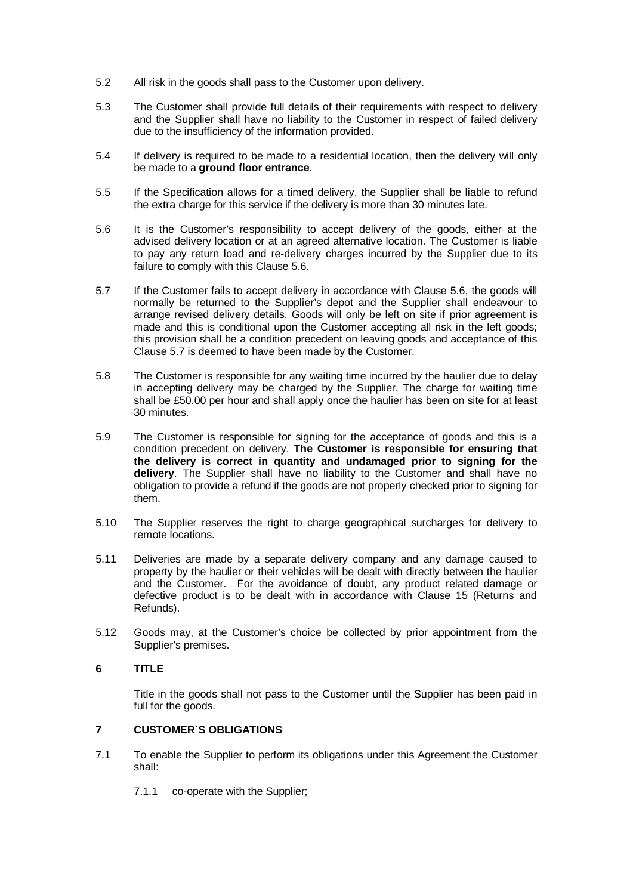5.2 All risk in the goods shall pass to the Customer upon delivery.

5.3 The Customer shall provide full details of their requirements with respect to delivery and the Supplier shall have no liability to the Customer in respect of failed delivery due to the insufficiency of the information provided.

5.4 If delivery is required to be made to a residential location, then the delivery will only be made to a **ground floor entrance**.

5.5 If the Specification allows for a timed delivery, the Supplier shall be liable to refund the extra charge for this service if the delivery is more than 30 minutes late.

5.6 It is the Customer's responsibility to accept delivery of the goods, either at the advised delivery location or at an agreed alternative location. The Customer is liable to pay any return load and re-delivery charges incurred by the Supplier due to its failure to comply with this Clause 5.6.

5.7 If the Customer fails to accept delivery in accordance with Clause 5.6, the goods will normally be returned to the Supplier's depot and the Supplier shall endeavour to arrange revised delivery details. Goods will only be left on site if prior agreement is made and this is conditional upon the Customer accepting all risk in the left goods; this provision shall be a condition precedent on leaving goods and acceptance of this Clause 5.7 is deemed to have been made by the Customer.

5.8 The Customer is responsible for any waiting time incurred by the haulier due to delay in accepting delivery may be charged by the Supplier. The charge for waiting time shall be £50.00 per hour and shall apply once the haulier has been on site for at least 30 minutes.

5.9 The Customer is responsible for signing for the acceptance of goods and this is a condition precedent on delivery. **The Customer is responsible for ensuring that the delivery is correct in quantity and undamaged prior to signing for the delivery**. The Supplier shall have no liability to the Customer and shall have no obligation to provide a refund if the goods are not properly checked prior to signing for them.

5.10 The Supplier reserves the right to charge geographical surcharges for delivery to remote locations.

5.11 Deliveries are made by a separate delivery company and any damage caused to property by the haulier or their vehicles will be dealt with directly between the haulier and the Customer. For the avoidance of doubt, any product related damage or defective product is to be dealt with in accordance with Clause 15 (Returns and Refunds).

5.12 Goods may, at the Customer's choice be collected by prior appointment from the Supplier's premises.

## 6 TITLE

Title in the goods shall not pass to the Customer until the Supplier has been paid in full for the goods.

## 7 CUSTOMER`S OBLIGATIONS

7.1 To enable the Supplier to perform its obligations under this Agreement the Customer shall:

7.1.1 co-operate with the Supplier;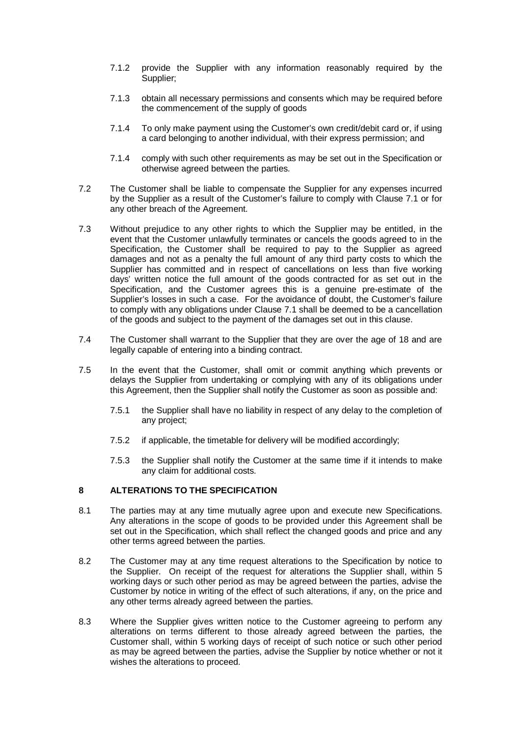7.1.2 provide the Supplier with any information reasonably required by the Supplier;

7.1.3 obtain all necessary permissions and consents which may be required before the commencement of the supply of goods

7.1.4 To only make payment using the Customer's own credit/debit card or, if using a card belonging to another individual, with their express permission; and

7.1.4 comply with such other requirements as may be set out in the Specification or otherwise agreed between the parties.

7.2 The Customer shall be liable to compensate the Supplier for any expenses incurred by the Supplier as a result of the Customer's failure to comply with Clause 7.1 or for any other breach of the Agreement.

7.3 Without prejudice to any other rights to which the Supplier may be entitled, in the event that the Customer unlawfully terminates or cancels the goods agreed to in the Specification, the Customer shall be required to pay to the Supplier as agreed damages and not as a penalty the full amount of any third party costs to which the Supplier has committed and in respect of cancellations on less than five working days' written notice the full amount of the goods contracted for as set out in the Specification, and the Customer agrees this is a genuine pre-estimate of the Supplier's losses in such a case. For the avoidance of doubt, the Customer's failure to comply with any obligations under Clause 7.1 shall be deemed to be a cancellation of the goods and subject to the payment of the damages set out in this clause.

7.4 The Customer shall warrant to the Supplier that they are over the age of 18 and are legally capable of entering into a binding contract.

7.5 In the event that the Customer, shall omit or commit anything which prevents or delays the Supplier from undertaking or complying with any of its obligations under this Agreement, then the Supplier shall notify the Customer as soon as possible and:

7.5.1 the Supplier shall have no liability in respect of any delay to the completion of any project;

7.5.2 if applicable, the timetable for delivery will be modified accordingly;

7.5.3 the Supplier shall notify the Customer at the same time if it intends to make any claim for additional costs.

## 8 ALTERATIONS TO THE SPECIFICATION

8.1 The parties may at any time mutually agree upon and execute new Specifications. Any alterations in the scope of goods to be provided under this Agreement shall be set out in the Specification, which shall reflect the changed goods and price and any other terms agreed between the parties.

8.2 The Customer may at any time request alterations to the Specification by notice to the Supplier. On receipt of the request for alterations the Supplier shall, within 5 working days or such other period as may be agreed between the parties, advise the Customer by notice in writing of the effect of such alterations, if any, on the price and any other terms already agreed between the parties.

8.3 Where the Supplier gives written notice to the Customer agreeing to perform any alterations on terms different to those already agreed between the parties, the Customer shall, within 5 working days of receipt of such notice or such other period as may be agreed between the parties, advise the Supplier by notice whether or not it wishes the alterations to proceed.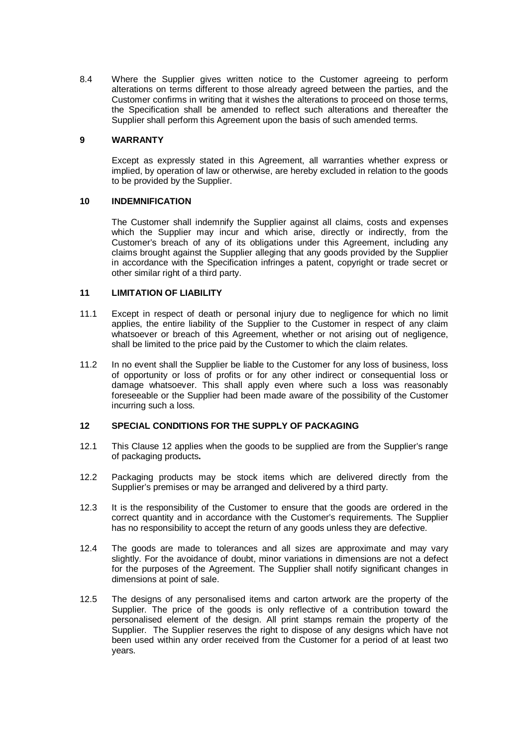8.4 Where the Supplier gives written notice to the Customer agreeing to perform alterations on terms different to those already agreed between the parties, and the Customer confirms in writing that it wishes the alterations to proceed on those terms, the Specification shall be amended to reflect such alterations and thereafter the Supplier shall perform this Agreement upon the basis of such amended terms.

## 9 WARRANTY

Except as expressly stated in this Agreement, all warranties whether express or implied, by operation of law or otherwise, are hereby excluded in relation to the goods to be provided by the Supplier.

## 10 INDEMNIFICATION

The Customer shall indemnify the Supplier against all claims, costs and expenses which the Supplier may incur and which arise, directly or indirectly, from the Customer's breach of any of its obligations under this Agreement, including any claims brought against the Supplier alleging that any goods provided by the Supplier in accordance with the Specification infringes a patent, copyright or trade secret or other similar right of a third party.

## 11 LIMITATION OF LIABILITY

11.1 Except in respect of death or personal injury due to negligence for which no limit applies, the entire liability of the Supplier to the Customer in respect of any claim whatsoever or breach of this Agreement, whether or not arising out of negligence, shall be limited to the price paid by the Customer to which the claim relates.

11.2 In no event shall the Supplier be liable to the Customer for any loss of business, loss of opportunity or loss of profits or for any other indirect or consequential loss or damage whatsoever. This shall apply even where such a loss was reasonably foreseeable or the Supplier had been made aware of the possibility of the Customer incurring such a loss.

## 12 SPECIAL CONDITIONS FOR THE SUPPLY OF PACKAGING

12.1 This Clause 12 applies when the goods to be supplied are from the Supplier's range of packaging products**.**

12.2 Packaging products may be stock items which are delivered directly from the Supplier's premises or may be arranged and delivered by a third party.

12.3 It is the responsibility of the Customer to ensure that the goods are ordered in the correct quantity and in accordance with the Customer's requirements. The Supplier has no responsibility to accept the return of any goods unless they are defective.

12.4 The goods are made to tolerances and all sizes are approximate and may vary slightly. For the avoidance of doubt, minor variations in dimensions are not a defect for the purposes of the Agreement. The Supplier shall notify significant changes in dimensions at point of sale.

12.5 The designs of any personalised items and carton artwork are the property of the Supplier. The price of the goods is only reflective of a contribution toward the personalised element of the design. All print stamps remain the property of the Supplier. The Supplier reserves the right to dispose of any designs which have not been used within any order received from the Customer for a period of at least two years.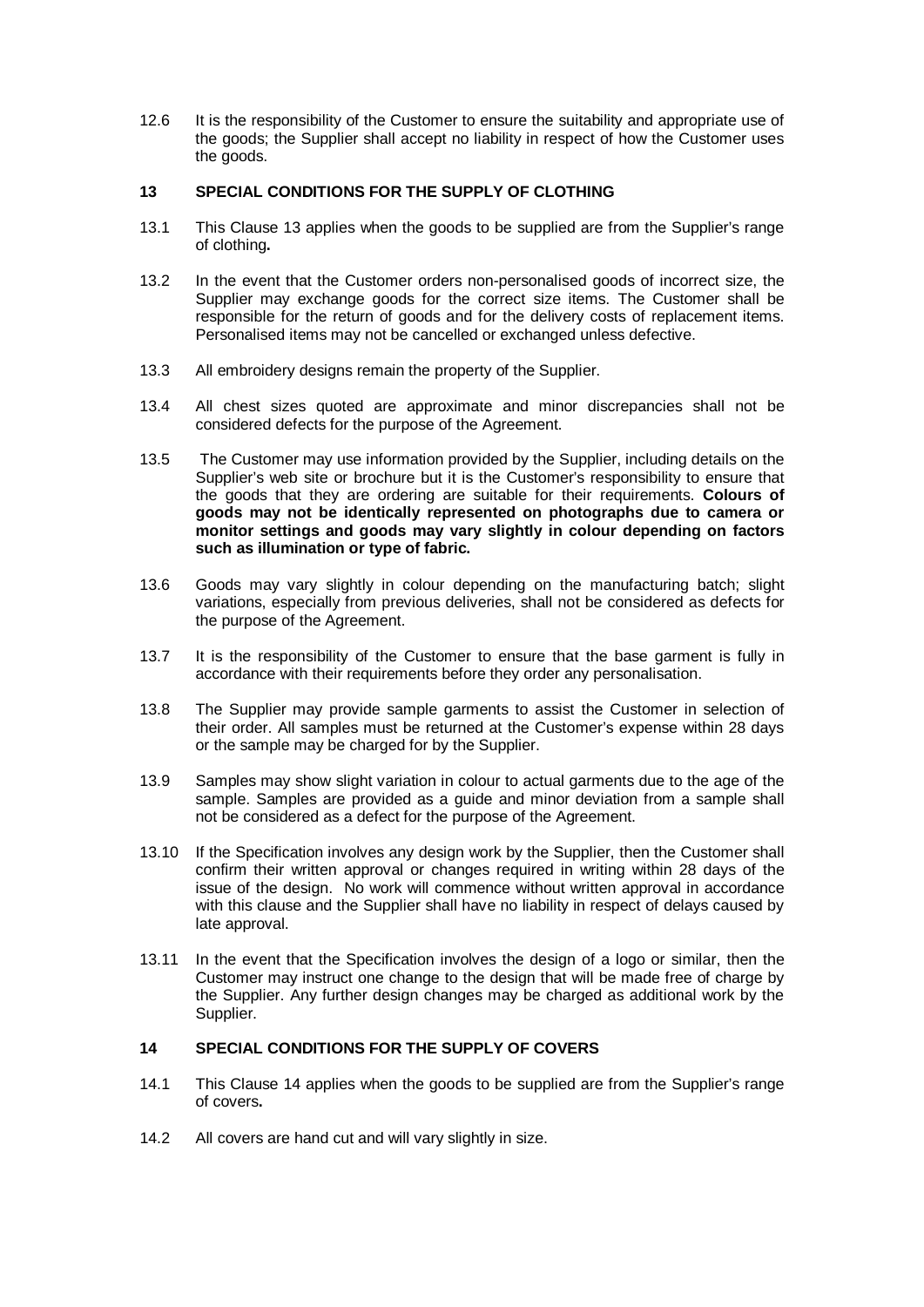12.6 It is the responsibility of the Customer to ensure the suitability and appropriate use of the goods; the Supplier shall accept no liability in respect of how the Customer uses the goods.

## 13 SPECIAL CONDITIONS FOR THE SUPPLY OF CLOTHING

13.1 This Clause 13 applies when the goods to be supplied are from the Supplier's range of clothing**.**

13.2 In the event that the Customer orders non-personalised goods of incorrect size, the Supplier may exchange goods for the correct size items. The Customer shall be responsible for the return of goods and for the delivery costs of replacement items. Personalised items may not be cancelled or exchanged unless defective.

13.3 All embroidery designs remain the property of the Supplier.

13.4 All chest sizes quoted are approximate and minor discrepancies shall not be considered defects for the purpose of the Agreement.

13.5 The Customer may use information provided by the Supplier, including details on the Supplier's web site or brochure but it is the Customer's responsibility to ensure that the goods that they are ordering are suitable for their requirements. **Colours of goods may not be identically represented on photographs due to camera or monitor settings and goods may vary slightly in colour depending on factors such as illumination or type of fabric.**

13.6 Goods may vary slightly in colour depending on the manufacturing batch; slight variations, especially from previous deliveries, shall not be considered as defects for the purpose of the Agreement.

13.7 It is the responsibility of the Customer to ensure that the base garment is fully in accordance with their requirements before they order any personalisation.

13.8 The Supplier may provide sample garments to assist the Customer in selection of their order. All samples must be returned at the Customer's expense within 28 days or the sample may be charged for by the Supplier.

13.9 Samples may show slight variation in colour to actual garments due to the age of the sample. Samples are provided as a guide and minor deviation from a sample shall not be considered as a defect for the purpose of the Agreement.

13.10 If the Specification involves any design work by the Supplier, then the Customer shall confirm their written approval or changes required in writing within 28 days of the issue of the design. No work will commence without written approval in accordance with this clause and the Supplier shall have no liability in respect of delays caused by late approval.

13.11 In the event that the Specification involves the design of a logo or similar, then the Customer may instruct one change to the design that will be made free of charge by the Supplier. Any further design changes may be charged as additional work by the Supplier.

## 14 SPECIAL CONDITIONS FOR THE SUPPLY OF COVERS

14.1 This Clause 14 applies when the goods to be supplied are from the Supplier's range of covers**.**

14.2 All covers are hand cut and will vary slightly in size.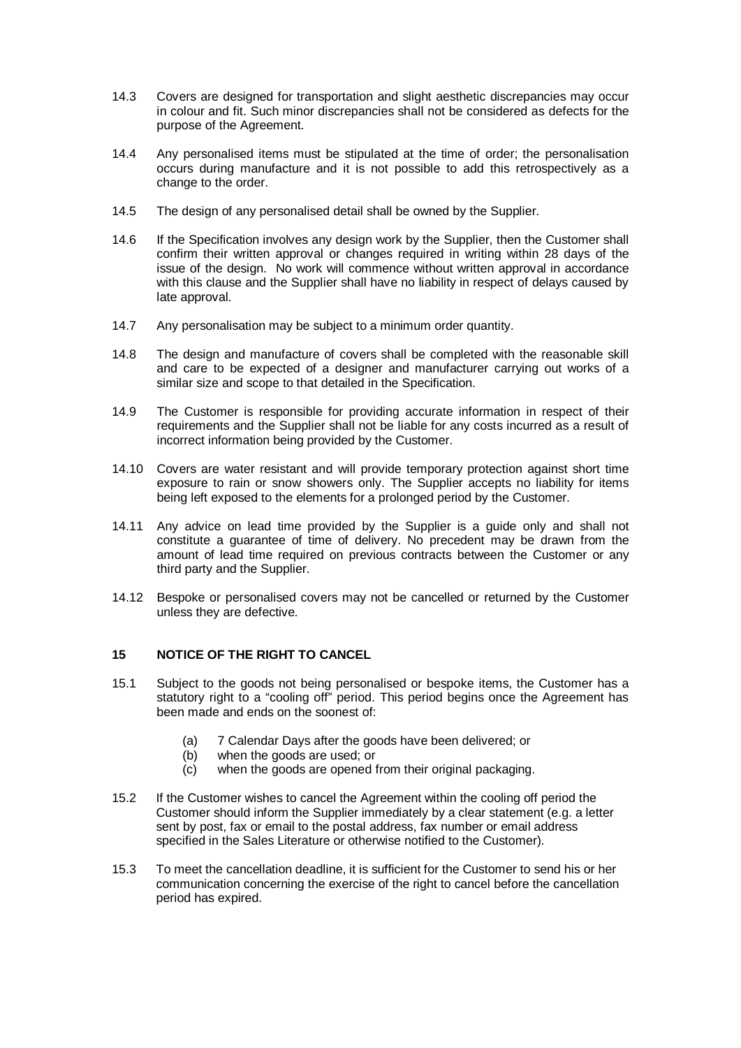14.3 Covers are designed for transportation and slight aesthetic discrepancies may occur in colour and fit. Such minor discrepancies shall not be considered as defects for the purpose of the Agreement.

14.4 Any personalised items must be stipulated at the time of order; the personalisation occurs during manufacture and it is not possible to add this retrospectively as a change to the order.

14.5 The design of any personalised detail shall be owned by the Supplier.

14.6 If the Specification involves any design work by the Supplier, then the Customer shall confirm their written approval or changes required in writing within 28 days of the issue of the design. No work will commence without written approval in accordance with this clause and the Supplier shall have no liability in respect of delays caused by late approval.

14.7 Any personalisation may be subject to a minimum order quantity.

14.8 The design and manufacture of covers shall be completed with the reasonable skill and care to be expected of a designer and manufacturer carrying out works of a similar size and scope to that detailed in the Specification.

14.9 The Customer is responsible for providing accurate information in respect of their requirements and the Supplier shall not be liable for any costs incurred as a result of incorrect information being provided by the Customer.

14.10 Covers are water resistant and will provide temporary protection against short time exposure to rain or snow showers only. The Supplier accepts no liability for items being left exposed to the elements for a prolonged period by the Customer.

14.11 Any advice on lead time provided by the Supplier is a guide only and shall not constitute a guarantee of time of delivery. No precedent may be drawn from the amount of lead time required on previous contracts between the Customer or any third party and the Supplier.

14.12 Bespoke or personalised covers may not be cancelled or returned by the Customer unless they are defective.

## 15 NOTICE OF THE RIGHT TO CANCEL

15.1 Subject to the goods not being personalised or bespoke items, the Customer has a statutory right to a "cooling off" period. This period begins once the Agreement has been made and ends on the soonest of:

(a) 7 Calendar Days after the goods have been delivered; or
(b) when the goods are used; or
(c) when the goods are opened from their original packaging.

15.2 If the Customer wishes to cancel the Agreement within the cooling off period the Customer should inform the Supplier immediately by a clear statement (e.g. a letter sent by post, fax or email to the postal address, fax number or email address specified in the Sales Literature or otherwise notified to the Customer).

15.3 To meet the cancellation deadline, it is sufficient for the Customer to send his or her communication concerning the exercise of the right to cancel before the cancellation period has expired.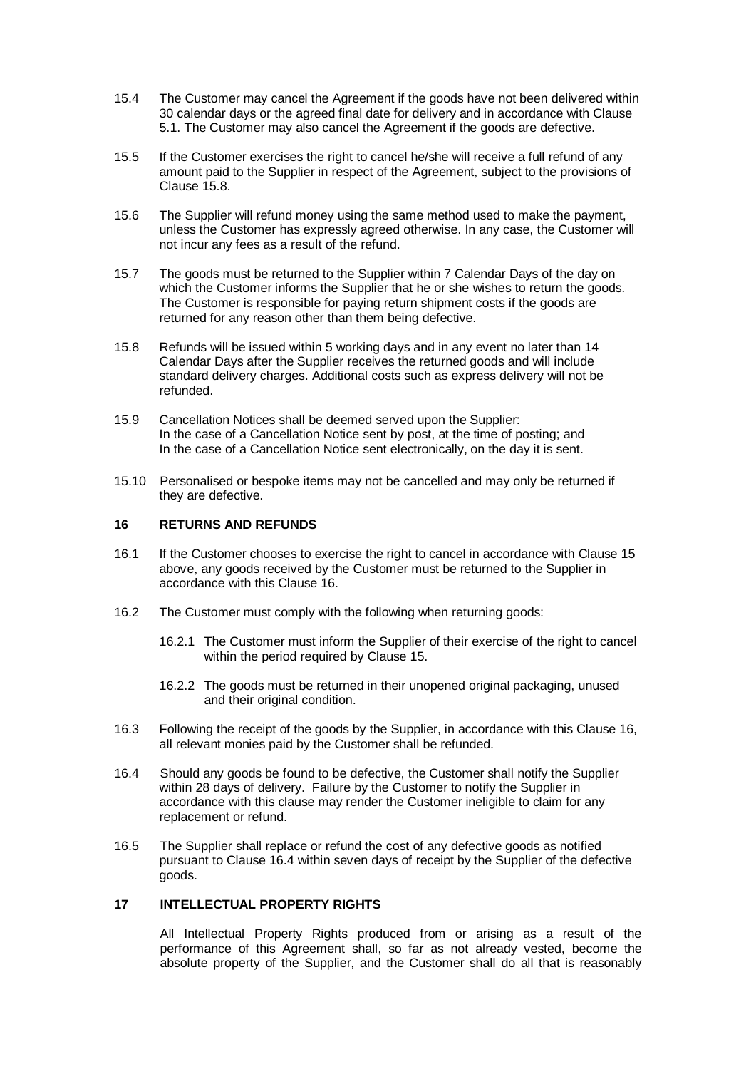15.4 The Customer may cancel the Agreement if the goods have not been delivered within 30 calendar days or the agreed final date for delivery and in accordance with Clause 5.1. The Customer may also cancel the Agreement if the goods are defective.

15.5 If the Customer exercises the right to cancel he/she will receive a full refund of any amount paid to the Supplier in respect of the Agreement, subject to the provisions of Clause 15.8.

15.6 The Supplier will refund money using the same method used to make the payment, unless the Customer has expressly agreed otherwise. In any case, the Customer will not incur any fees as a result of the refund.

15.7 The goods must be returned to the Supplier within 7 Calendar Days of the day on which the Customer informs the Supplier that he or she wishes to return the goods. The Customer is responsible for paying return shipment costs if the goods are returned for any reason other than them being defective.

15.8 Refunds will be issued within 5 working days and in any event no later than 14 Calendar Days after the Supplier receives the returned goods and will include standard delivery charges. Additional costs such as express delivery will not be refunded.

15.9 Cancellation Notices shall be deemed served upon the Supplier:
In the case of a Cancellation Notice sent by post, at the time of posting; and
In the case of a Cancellation Notice sent electronically, on the day it is sent.

15.10 Personalised or bespoke items may not be cancelled and may only be returned if they are defective.

**16 RETURNS AND REFUNDS**

16.1 If the Customer chooses to exercise the right to cancel in accordance with Clause 15 above, any goods received by the Customer must be returned to the Supplier in accordance with this Clause 16.

16.2 The Customer must comply with the following when returning goods:

16.2.1 The Customer must inform the Supplier of their exercise of the right to cancel within the period required by Clause 15.

16.2.2 The goods must be returned in their unopened original packaging, unused and their original condition.

16.3 Following the receipt of the goods by the Supplier, in accordance with this Clause 16, all relevant monies paid by the Customer shall be refunded.

16.4 Should any goods be found to be defective, the Customer shall notify the Supplier within 28 days of delivery. Failure by the Customer to notify the Supplier in accordance with this clause may render the Customer ineligible to claim for any replacement or refund.

16.5 The Supplier shall replace or refund the cost of any defective goods as notified pursuant to Clause 16.4 within seven days of receipt by the Supplier of the defective goods.

**17 INTELLECTUAL PROPERTY RIGHTS**

All Intellectual Property Rights produced from or arising as a result of the performance of this Agreement shall, so far as not already vested, become the absolute property of the Supplier, and the Customer shall do all that is reasonably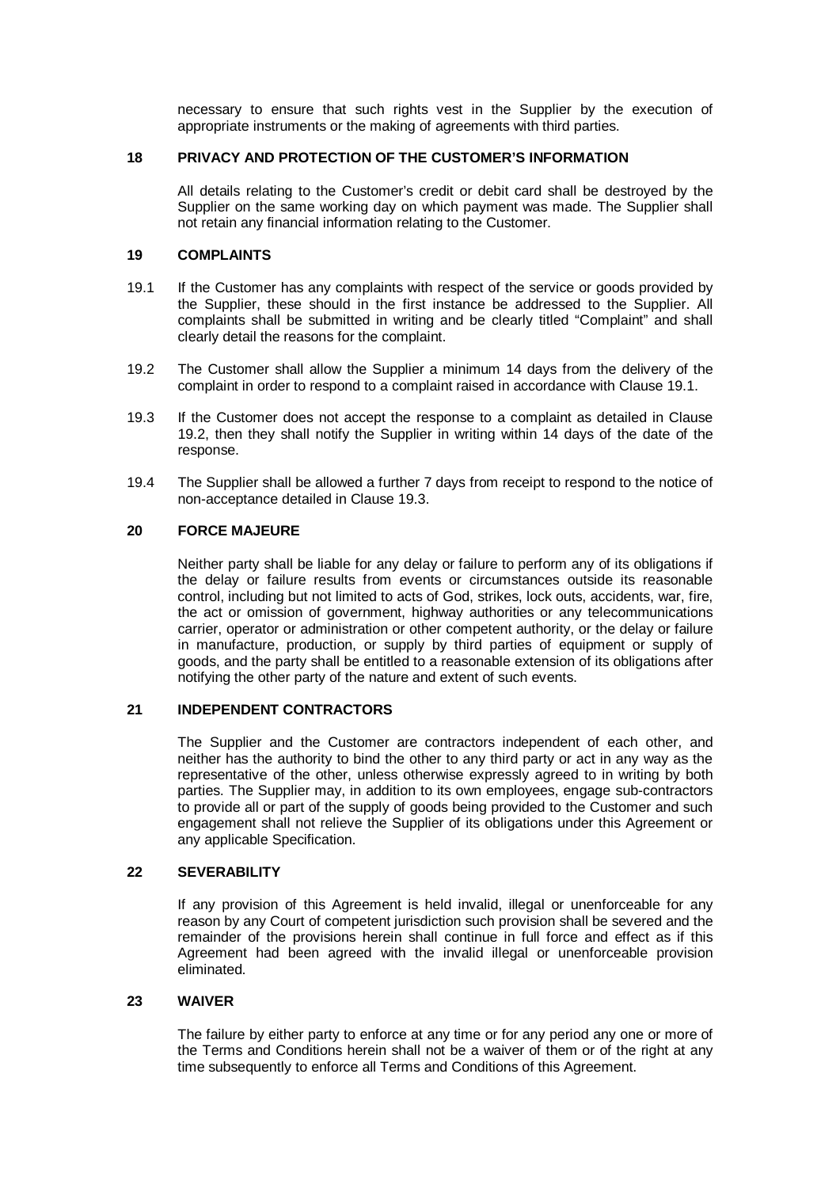necessary to ensure that such rights vest in the Supplier by the execution of appropriate instruments or the making of agreements with third parties.

## 18 PRIVACY AND PROTECTION OF THE CUSTOMER'S INFORMATION

All details relating to the Customer's credit or debit card shall be destroyed by the Supplier on the same working day on which payment was made. The Supplier shall not retain any financial information relating to the Customer.

## 19 COMPLAINTS

19.1 If the Customer has any complaints with respect of the service or goods provided by the Supplier, these should in the first instance be addressed to the Supplier. All complaints shall be submitted in writing and be clearly titled "Complaint" and shall clearly detail the reasons for the complaint.

19.2 The Customer shall allow the Supplier a minimum 14 days from the delivery of the complaint in order to respond to a complaint raised in accordance with Clause 19.1.

19.3 If the Customer does not accept the response to a complaint as detailed in Clause 19.2, then they shall notify the Supplier in writing within 14 days of the date of the response.

19.4 The Supplier shall be allowed a further 7 days from receipt to respond to the notice of non-acceptance detailed in Clause 19.3.

## 20 FORCE MAJEURE

Neither party shall be liable for any delay or failure to perform any of its obligations if the delay or failure results from events or circumstances outside its reasonable control, including but not limited to acts of God, strikes, lock outs, accidents, war, fire, the act or omission of government, highway authorities or any telecommunications carrier, operator or administration or other competent authority, or the delay or failure in manufacture, production, or supply by third parties of equipment or supply of goods, and the party shall be entitled to a reasonable extension of its obligations after notifying the other party of the nature and extent of such events.

## 21 INDEPENDENT CONTRACTORS

The Supplier and the Customer are contractors independent of each other, and neither has the authority to bind the other to any third party or act in any way as the representative of the other, unless otherwise expressly agreed to in writing by both parties. The Supplier may, in addition to its own employees, engage sub-contractors to provide all or part of the supply of goods being provided to the Customer and such engagement shall not relieve the Supplier of its obligations under this Agreement or any applicable Specification.

## 22 SEVERABILITY

If any provision of this Agreement is held invalid, illegal or unenforceable for any reason by any Court of competent jurisdiction such provision shall be severed and the remainder of the provisions herein shall continue in full force and effect as if this Agreement had been agreed with the invalid illegal or unenforceable provision eliminated.

## 23 WAIVER

The failure by either party to enforce at any time or for any period any one or more of the Terms and Conditions herein shall not be a waiver of them or of the right at any time subsequently to enforce all Terms and Conditions of this Agreement.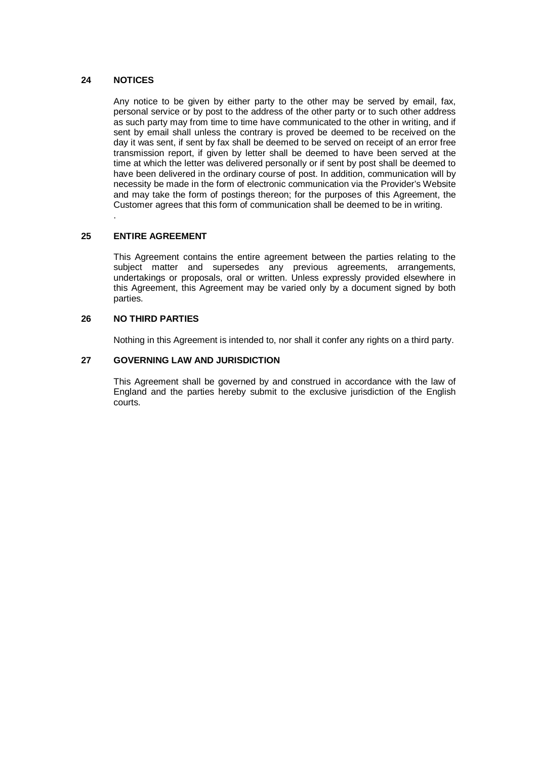## 24 NOTICES

Any notice to be given by either party to the other may be served by email, fax, personal service or by post to the address of the other party or to such other address as such party may from time to time have communicated to the other in writing, and if sent by email shall unless the contrary is proved be deemed to be received on the day it was sent, if sent by fax shall be deemed to be served on receipt of an error free transmission report, if given by letter shall be deemed to have been served at the time at which the letter was delivered personally or if sent by post shall be deemed to have been delivered in the ordinary course of post. In addition, communication will by necessity be made in the form of electronic communication via the Provider's Website and may take the form of postings thereon; for the purposes of this Agreement, the Customer agrees that this form of communication shall be deemed to be in writing.

.

## 25 ENTIRE AGREEMENT

This Agreement contains the entire agreement between the parties relating to the subject matter and supersedes any previous agreements, arrangements, undertakings or proposals, oral or written. Unless expressly provided elsewhere in this Agreement, this Agreement may be varied only by a document signed by both parties.

## 26 NO THIRD PARTIES

Nothing in this Agreement is intended to, nor shall it confer any rights on a third party.

## 27 GOVERNING LAW AND JURISDICTION

This Agreement shall be governed by and construed in accordance with the law of England and the parties hereby submit to the exclusive jurisdiction of the English courts.